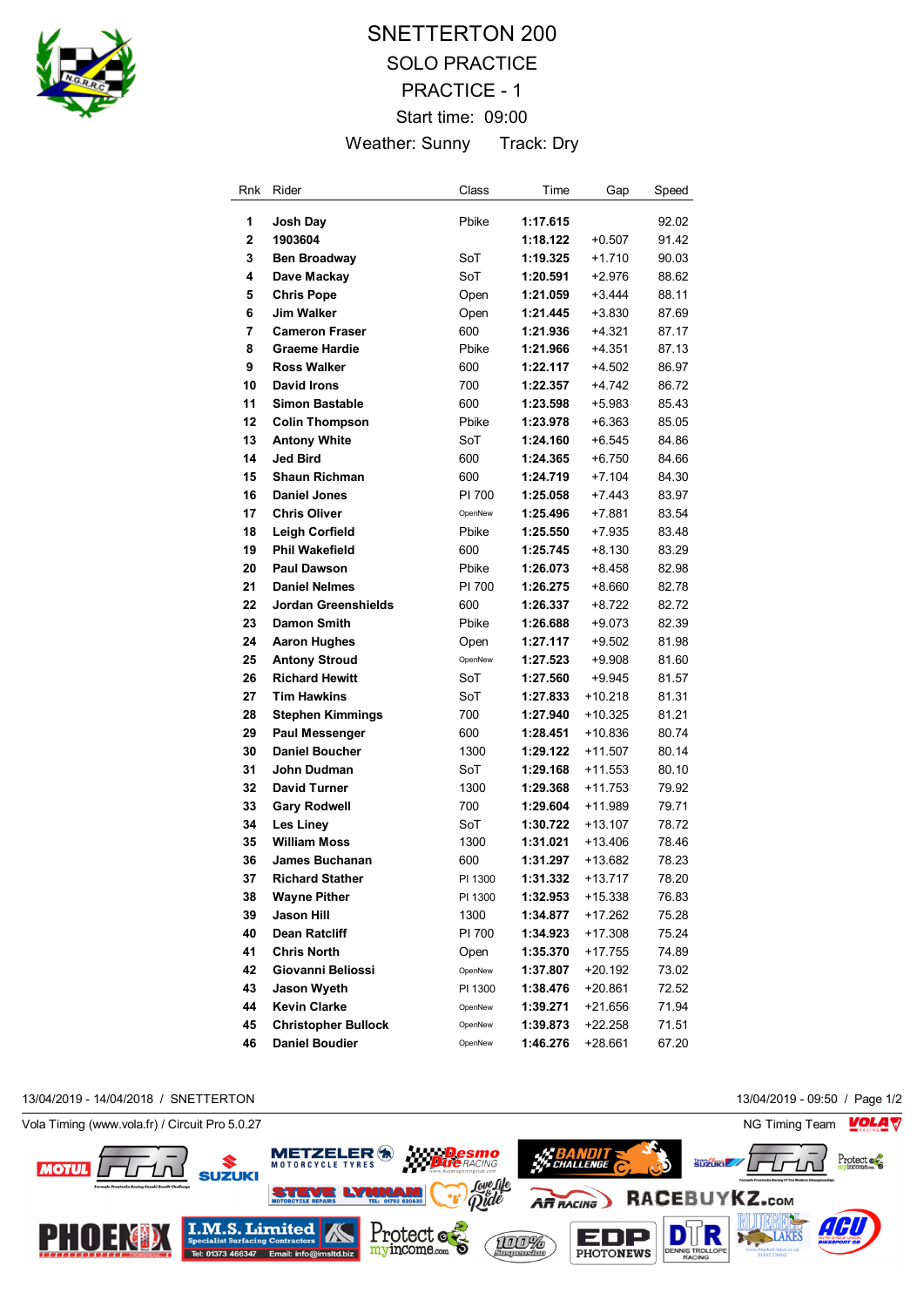# SNETTERTON 200

## SOLO PRACTICE

## PRACTICE - 1

Start time: 09:00

Weather: Sunny Track: Dry

| Rnk | Rider | Class | Time | Gap | Speed |
|---|---|---|---|---|---|
| 1 | **Josh Day** | Pbike | **1:17.615** | | 92.02 |
| 2 | **1903604** | | **1:18.122** | +0.507 | 91.42 |
| 3 | **Ben Broadway** | SoT | **1:19.325** | +1.710 | 90.03 |
| 4 | **Dave Mackay** | SoT | **1:20.591** | +2.976 | 88.62 |
| 5 | **Chris Pope** | Open | **1:21.059** | +3.444 | 88.11 |
| 6 | **Jim Walker** | Open | **1:21.445** | +3.830 | 87.69 |
| 7 | **Cameron Fraser** | 600 | **1:21.936** | +4.321 | 87.17 |
| 8 | **Graeme Hardie** | Pbike | **1:21.966** | +4.351 | 87.13 |
| 9 | **Ross Walker** | 600 | **1:22.117** | +4.502 | 86.97 |
| 10 | **David Irons** | 700 | **1:22.357** | +4.742 | 86.72 |
| 11 | **Simon Bastable** | 600 | **1:23.598** | +5.983 | 85.43 |
| 12 | **Colin Thompson** | Pbike | **1:23.978** | +6.363 | 85.05 |
| 13 | **Antony White** | SoT | **1:24.160** | +6.545 | 84.86 |
| 14 | **Jed Bird** | 600 | **1:24.365** | +6.750 | 84.66 |
| 15 | **Shaun Richman** | 600 | **1:24.719** | +7.104 | 84.30 |
| 16 | **Daniel Jones** | PI 700 | **1:25.058** | +7.443 | 83.97 |
| 17 | **Chris Oliver** | OpenNew | **1:25.496** | +7.881 | 83.54 |
| 18 | **Leigh Corfield** | Pbike | **1:25.550** | +7.935 | 83.48 |
| 19 | **Phil Wakefield** | 600 | **1:25.745** | +8.130 | 83.29 |
| 20 | **Paul Dawson** | Pbike | **1:26.073** | +8.458 | 82.98 |
| 21 | **Daniel Nelmes** | PI 700 | **1:26.275** | +8.660 | 82.78 |
| 22 | **Jordan Greenshields** | 600 | **1:26.337** | +8.722 | 82.72 |
| 23 | **Damon Smith** | Pbike | **1:26.688** | +9.073 | 82.39 |
| 24 | **Aaron Hughes** | Open | **1:27.117** | +9.502 | 81.98 |
| 25 | **Antony Stroud** | OpenNew | **1:27.523** | +9.908 | 81.60 |
| 26 | **Richard Hewitt** | SoT | **1:27.560** | +9.945 | 81.57 |
| 27 | **Tim Hawkins** | SoT | **1:27.833** | +10.218 | 81.31 |
| 28 | **Stephen Kimmings** | 700 | **1:27.940** | +10.325 | 81.21 |
| 29 | **Paul Messenger** | 600 | **1:28.451** | +10.836 | 80.74 |
| 30 | **Daniel Boucher** | 1300 | **1:29.122** | +11.507 | 80.14 |
| 31 | **John Dudman** | SoT | **1:29.168** | +11.553 | 80.10 |
| 32 | **David Turner** | 1300 | **1:29.368** | +11.753 | 79.92 |
| 33 | **Gary Rodwell** | 700 | **1:29.604** | +11.989 | 79.71 |
| 34 | **Les Liney** | SoT | **1:30.722** | +13.107 | 78.72 |
| 35 | **William Moss** | 1300 | **1:31.021** | +13.406 | 78.46 |
| 36 | **James Buchanan** | 600 | **1:31.297** | +13.682 | 78.23 |
| 37 | **Richard Stather** | PI 1300 | **1:31.332** | +13.717 | 78.20 |
| 38 | **Wayne Pither** | PI 1300 | **1:32.953** | +15.338 | 76.83 |
| 39 | **Jason Hill** | 1300 | **1:34.877** | +17.262 | 75.28 |
| 40 | **Dean Ratcliff** | PI 700 | **1:34.923** | +17.308 | 75.24 |
| 41 | **Chris North** | Open | **1:35.370** | +17.755 | 74.89 |
| 42 | **Giovanni Beliossi** | OpenNew | **1:37.807** | +20.192 | 73.02 |
| 43 | **Jason Wyeth** | PI 1300 | **1:38.476** | +20.861 | 72.52 |
| 44 | **Kevin Clarke** | OpenNew | **1:39.271** | +21.656 | 71.94 |
| 45 | **Christopher Bullock** | OpenNew | **1:39.873** | +22.258 | 71.51 |
| 46 | **Daniel Boudier** | OpenNew | **1:46.276** | +28.661 | 67.20 |

13/04/2019 - 14/04/2018 / SNETTERTON

13/04/2019 - 09:50

Vola Timing (www.vola.fr) / Circuit Pro 5.0.27

NG Timing Team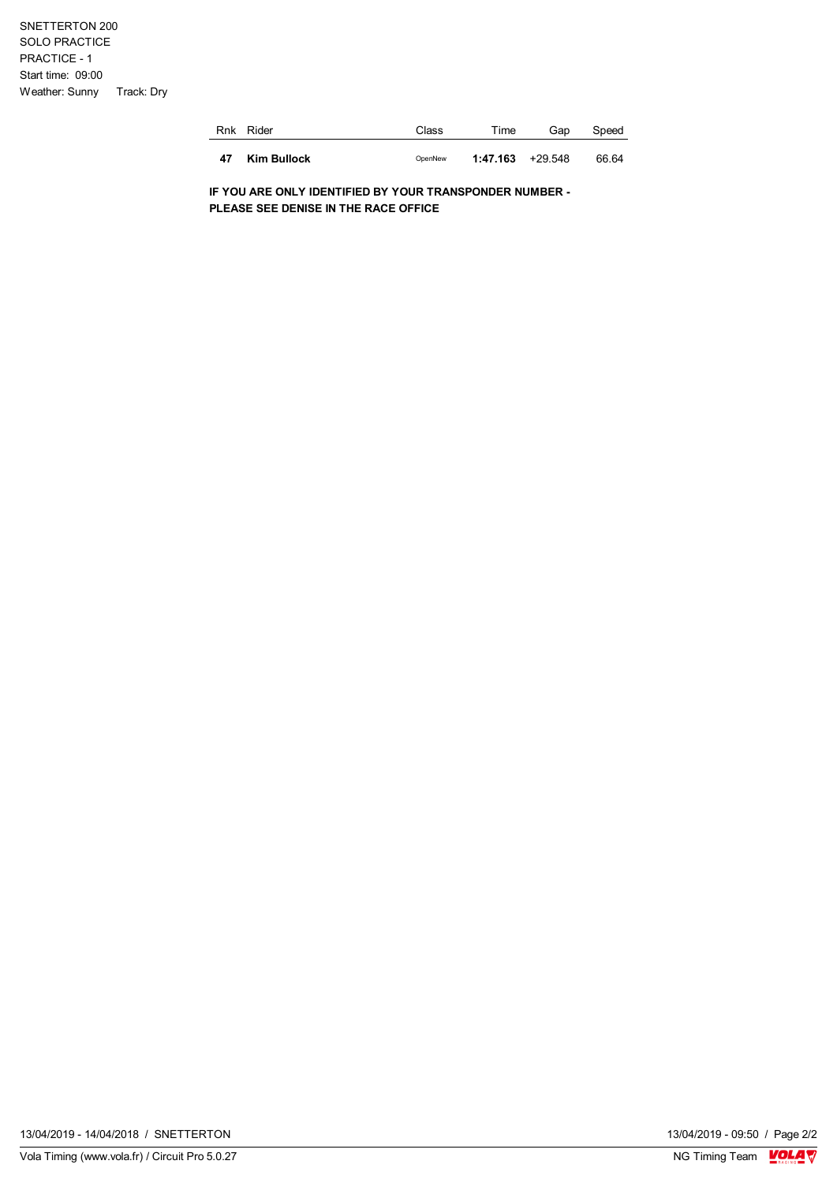SNETTERTON 200
SOLO PRACTICE
PRACTICE - 1
Start time: 09:00
Weather: Sunny Track: Dry

| Rnk | Rider | Class | Time | Gap | Speed |
|---|---|---|---|---|---|
| **47** | **Kim Bullock** | OpenNew | **1:47.163** | +29.548 | 66.64 |

**IF YOU ARE ONLY IDENTIFIED BY YOUR TRANSPONDER NUMBER - PLEASE SEE DENISE IN THE RACE OFFICE**

13/04/2019 - 14/04/2018 / SNETTERTON

13/04/2019 - 09:50

Vola Timing (www.vola.fr) / Circuit Pro 5.0.27

NG Timing Team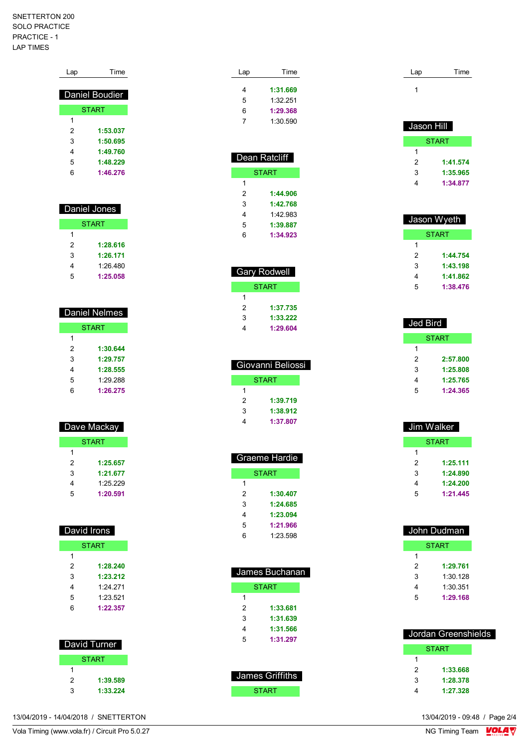SNETTERTON 200
SOLO PRACTICE
PRACTICE - 1
LAP TIMES

### Daniel Boudier

| Lap | Time |
|---|---|
| START | |
| 1 | |
| 2 | 1:53.037 |
| 3 | 1:50.695 |
| 4 | 1:49.760 |
| 5 | 1:48.229 |
| 6 | 1:46.276 |

### Daniel Jones

| Lap | Time |
|---|---|
| START | |
| 1 | |
| 2 | 1:28.616 |
| 3 | 1:26.171 |
| 4 | 1:26.480 |
| 5 | 1:25.058 |

### Daniel Nelmes

| Lap | Time |
|---|---|
| START | |
| 1 | |
| 2 | 1:30.644 |
| 3 | 1:29.757 |
| 4 | 1:28.555 |
| 5 | 1:29.288 |
| 6 | 1:26.275 |

### Dave Mackay

| Lap | Time |
|---|---|
| START | |
| 1 | |
| 2 | 1:25.657 |
| 3 | 1:21.677 |
| 4 | 1:25.229 |
| 5 | 1:20.591 |

### David Irons

| Lap | Time |
|---|---|
| START | |
| 1 | |
| 2 | 1:28.240 |
| 3 | 1:23.212 |
| 4 | 1:24.271 |
| 5 | 1:23.521 |
| 6 | 1:22.357 |

### David Turner

| Lap | Time |
|---|---|
| START | |
| 1 | |
| 2 | 1:39.589 |
| 3 | 1:33.224 |
| 4 | 1:31.669 |
| 5 | 1:32.251 |
| 6 | 1:29.368 |
| 7 | 1:30.590 |

### Dean Ratcliff

| Lap | Time |
|---|---|
| START | |
| 1 | |
| 2 | 1:44.906 |
| 3 | 1:42.768 |
| 4 | 1:42.983 |
| 5 | 1:39.887 |
| 6 | 1:34.923 |

### Gary Rodwell

| Lap | Time |
|---|---|
| START | |
| 1 | |
| 2 | 1:37.735 |
| 3 | 1:33.222 |
| 4 | 1:29.604 |

### Giovanni Beliossi

| Lap | Time |
|---|---|
| START | |
| 1 | |
| 2 | 1:39.719 |
| 3 | 1:38.912 |
| 4 | 1:37.807 |

### Graeme Hardie

| Lap | Time |
|---|---|
| START | |
| 1 | |
| 2 | 1:30.407 |
| 3 | 1:24.685 |
| 4 | 1:23.094 |
| 5 | 1:21.966 |
| 6 | 1:23.598 |

### James Buchanan

| Lap | Time |
|---|---|
| START | |
| 1 | |
| 2 | 1:33.681 |
| 3 | 1:31.639 |
| 4 | 1:31.566 |
| 5 | 1:31.297 |

### James Griffiths

| Lap | Time |
|---|---|
| START | |
| 1 | |

### Jason Hill

| Lap | Time |
|---|---|
| START | |
| 1 | |
| 2 | 1:41.574 |
| 3 | 1:35.965 |
| 4 | 1:34.877 |

### Jason Wyeth

| Lap | Time |
|---|---|
| START | |
| 1 | |
| 2 | 1:44.754 |
| 3 | 1:43.198 |
| 4 | 1:41.862 |
| 5 | 1:38.476 |

### Jed Bird

| Lap | Time |
|---|---|
| START | |
| 1 | |
| 2 | 2:57.800 |
| 3 | 1:25.808 |
| 4 | 1:25.765 |
| 5 | 1:24.365 |

### Jim Walker

| Lap | Time |
|---|---|
| START | |
| 1 | |
| 2 | 1:25.111 |
| 3 | 1:24.890 |
| 4 | 1:24.200 |
| 5 | 1:21.445 |

### John Dudman

| Lap | Time |
|---|---|
| START | |
| 1 | |
| 2 | 1:29.761 |
| 3 | 1:30.128 |
| 4 | 1:30.351 |
| 5 | 1:29.168 |

### Jordan Greenshields

| Lap | Time |
|---|---|
| START | |
| 1 | |
| 2 | 1:33.668 |
| 3 | 1:28.378 |
| 4 | 1:27.328 |

13/04/2019 - 14/04/2018 / SNETTERTON
13/04/2019 - 09:48
Vola Timing (www.vola.fr) / Circuit Pro 5.0.27
NG Timing Team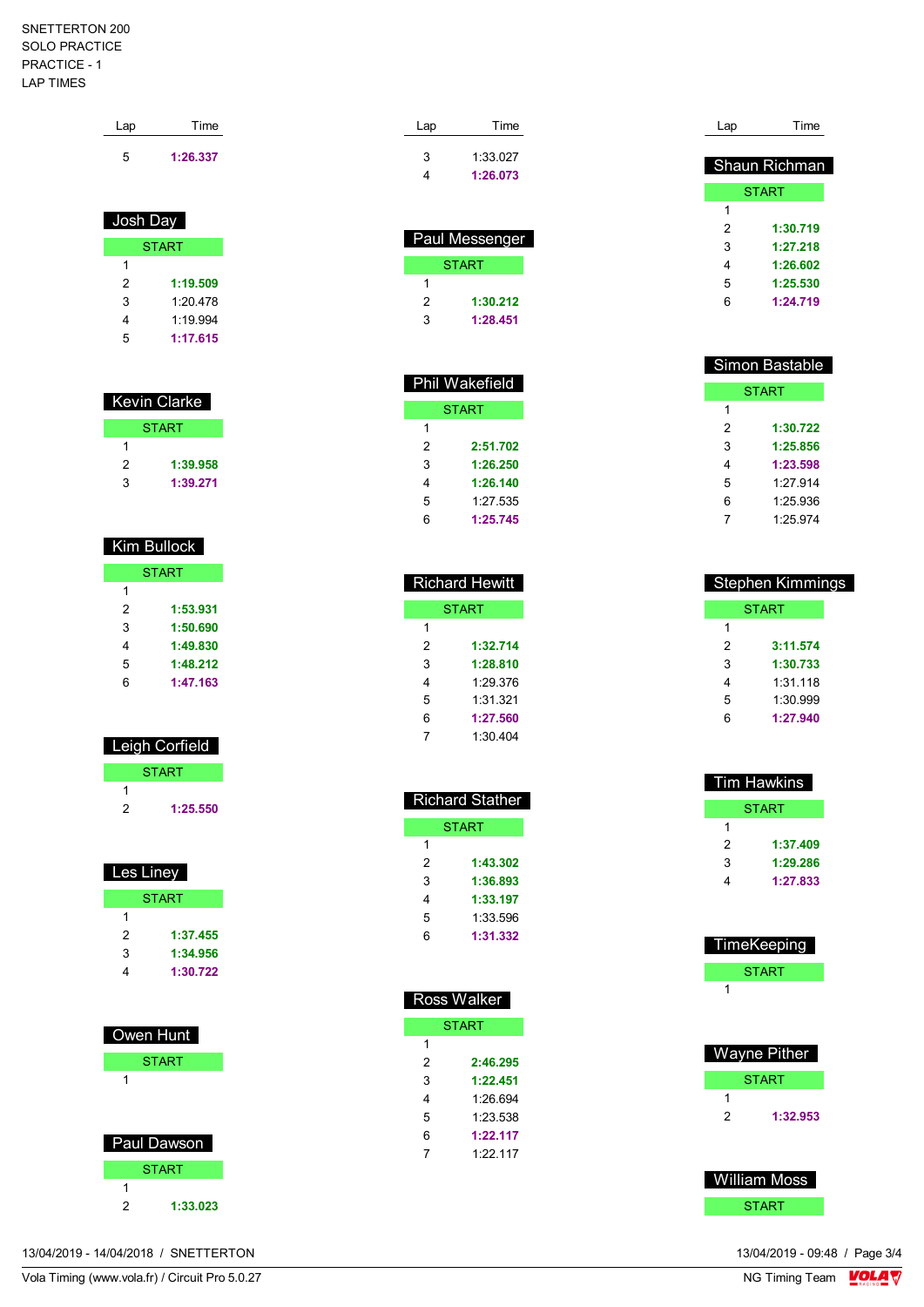SNETTERTON 200
SOLO PRACTICE
PRACTICE - 1
LAP TIMES

| Lap | Time |
|---|---|
| 5 | **1:26.337** |

## Josh Day

| Lap | Time |
|---|---|
| START | |
| 1 | |
| 2 | **1:19.509** |
| 3 | 1:20.478 |
| 4 | 1:19.994 |
| 5 | **1:17.615** |

## Kevin Clarke

| Lap | Time |
|---|---|
| START | |
| 1 | |
| 2 | **1:39.958** |
| 3 | **1:39.271** |

## Kim Bullock

| Lap | Time |
|---|---|
| START | |
| 1 | |
| 2 | **1:53.931** |
| 3 | **1:50.690** |
| 4 | **1:49.830** |
| 5 | **1:48.212** |
| 6 | **1:47.163** |

## Leigh Corfield

| Lap | Time |
|---|---|
| START | |
| 1 | |
| 2 | **1:25.550** |

## Les Liney

| Lap | Time |
|---|---|
| START | |
| 1 | |
| 2 | **1:37.455** |
| 3 | **1:34.956** |
| 4 | **1:30.722** |

## Owen Hunt

| Lap | Time |
|---|---|
| START | |
| 1 | |

## Paul Dawson

| Lap | Time |
|---|---|
| START | |
| 1 | |
| 2 | **1:33.023** |
| 3 | 1:33.027 |
| 4 | **1:26.073** |

## Paul Messenger

| Lap | Time |
|---|---|
| START | |
| 1 | |
| 2 | **1:30.212** |
| 3 | **1:28.451** |

## Phil Wakefield

| Lap | Time |
|---|---|
| START | |
| 1 | |
| 2 | **2:51.702** |
| 3 | **1:26.250** |
| 4 | **1:26.140** |
| 5 | 1:27.535 |
| 6 | **1:25.745** |

## Richard Hewitt

| Lap | Time |
|---|---|
| START | |
| 1 | |
| 2 | **1:32.714** |
| 3 | **1:28.810** |
| 4 | 1:29.376 |
| 5 | 1:31.321 |
| 6 | **1:27.560** |
| 7 | 1:30.404 |

## Richard Stather

| Lap | Time |
|---|---|
| START | |
| 1 | |
| 2 | **1:43.302** |
| 3 | **1:36.893** |
| 4 | **1:33.197** |
| 5 | 1:33.596 |
| 6 | **1:31.332** |

## Ross Walker

| Lap | Time |
|---|---|
| START | |
| 1 | |
| 2 | **2:46.295** |
| 3 | **1:22.451** |
| 4 | 1:26.694 |
| 5 | 1:23.538 |
| 6 | **1:22.117** |
| 7 | 1:22.117 |

## Shaun Richman

| Lap | Time |
|---|---|
| START | |
| 1 | |
| 2 | **1:30.719** |
| 3 | **1:27.218** |
| 4 | **1:26.602** |
| 5 | **1:25.530** |
| 6 | **1:24.719** |

## Simon Bastable

| Lap | Time |
|---|---|
| START | |
| 1 | |
| 2 | **1:30.722** |
| 3 | **1:25.856** |
| 4 | **1:23.598** |
| 5 | 1:27.914 |
| 6 | 1:25.936 |
| 7 | 1:25.974 |

## Stephen Kimmings

| Lap | Time |
|---|---|
| START | |
| 1 | |
| 2 | **3:11.574** |
| 3 | **1:30.733** |
| 4 | 1:31.118 |
| 5 | 1:30.999 |
| 6 | **1:27.940** |

## Tim Hawkins

| Lap | Time |
|---|---|
| START | |
| 1 | |
| 2 | **1:37.409** |
| 3 | **1:29.286** |
| 4 | **1:27.833** |

## TimeKeeping

| Lap | Time |
|---|---|
| START | |
| 1 | |

## Wayne Pither

| Lap | Time |
|---|---|
| START | |
| 1 | |
| 2 | **1:32.953** |

## William Moss

| Lap | Time |
|---|---|
| START | |

13/04/2019 - 14/04/2018 / SNETTERTON

13/04/2019 - 09:48

Vola Timing (www.vola.fr) / Circuit Pro 5.0.27

NG Timing Team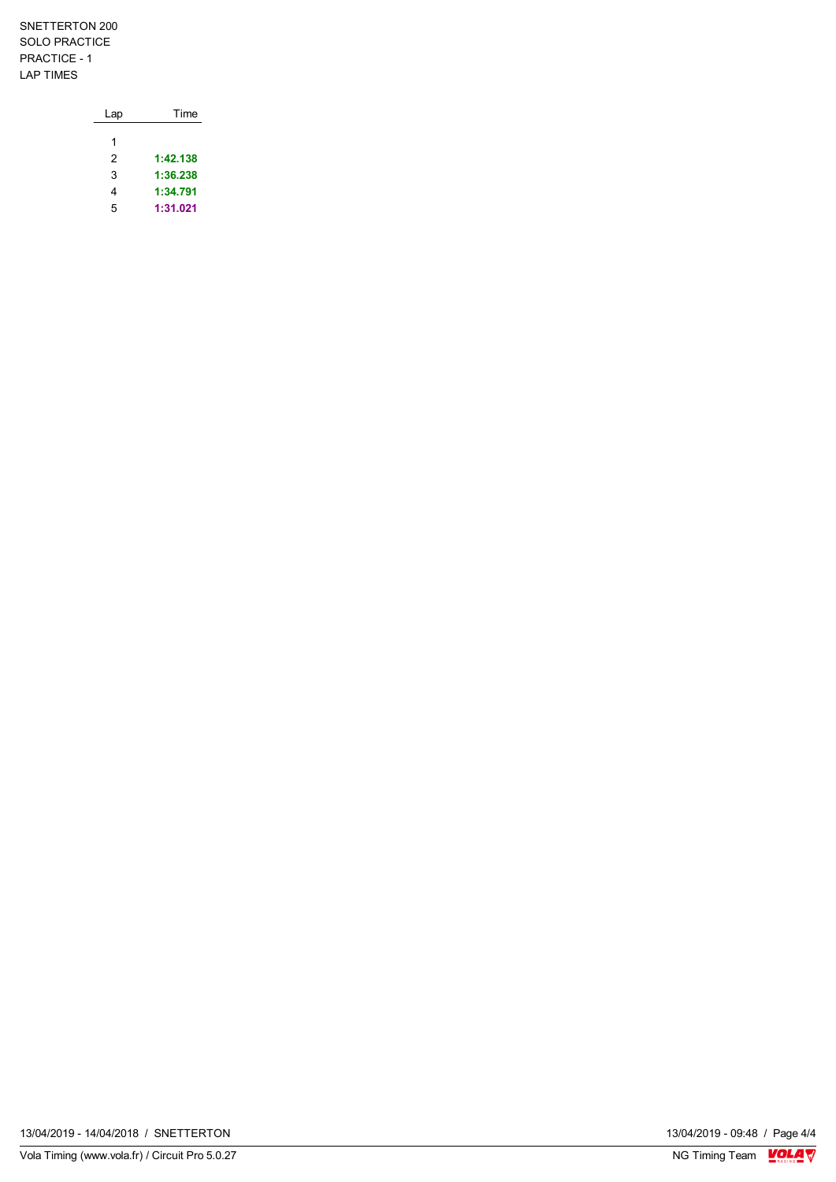SNETTERTON 200
SOLO PRACTICE
PRACTICE - 1
LAP TIMES

| Lap | Time |
|---|---|
| 1 | |
| 2 | **1:42.138** |
| 3 | **1:36.238** |
| 4 | **1:34.791** |
| 5 | **1:31.021** |